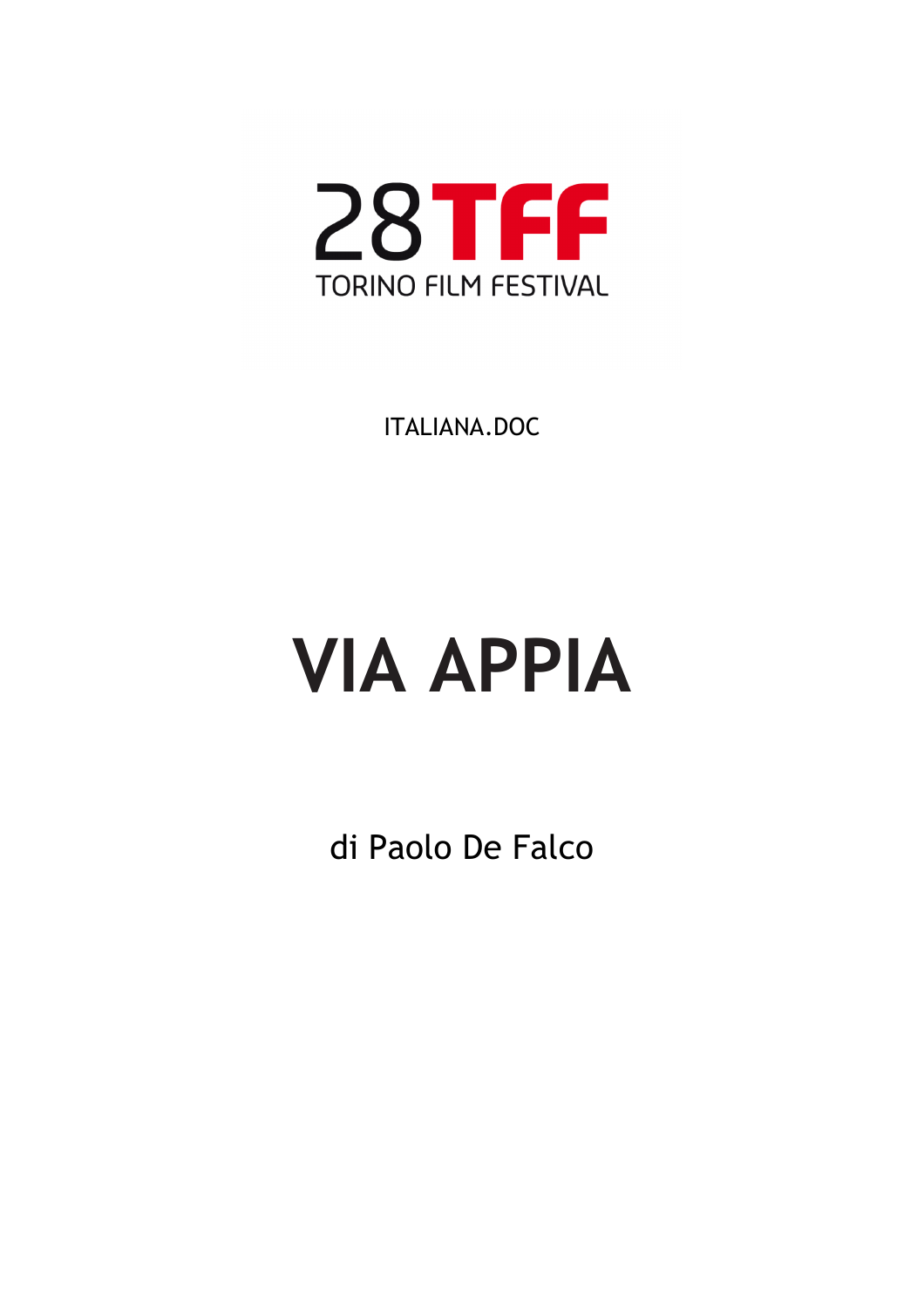28TFF

TORINO FILM FESTIVAL

ITALIANA.DOC

# VIA APPIA

di Paolo De Falco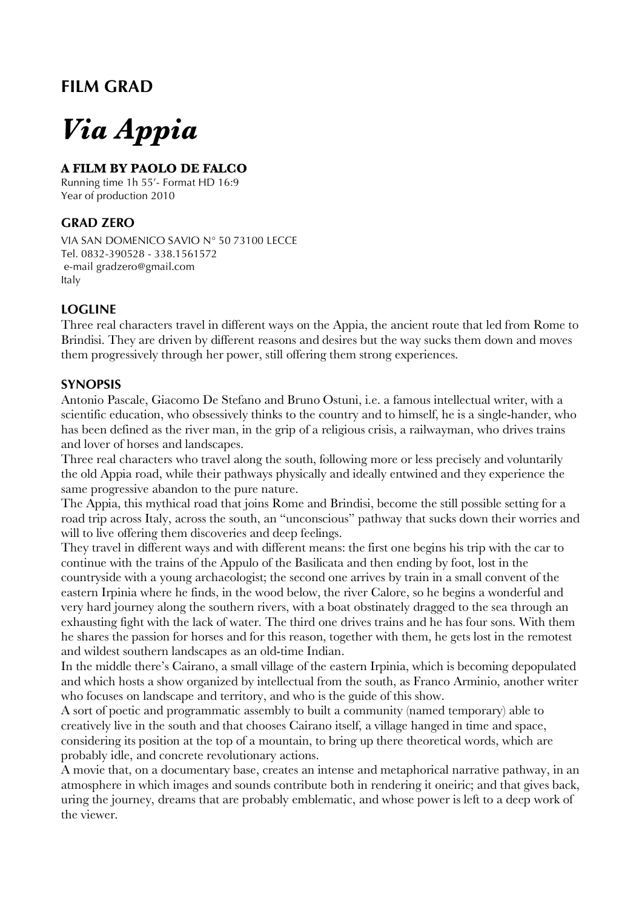## FILM GRAD

# *Via Appia*

### A FILM BY PAOLO DE FALCO

Running time 1h 55'- Format HD 16:9
Year of production 2010

### GRAD ZERO

VIA SAN DOMENICO SAVIO N° 50 73100 LECCE
Tel. 0832-390528 - 338.1561572
e-mail gradzero@gmail.com
Italy

### LOGLINE

Three real characters travel in different ways on the Appia, the ancient route that led from Rome to Brindisi. They are driven by different reasons and desires but the way sucks them down and moves them progressively through her power, still offering them strong experiences.

### SYNOPSIS

Antonio Pascale, Giacomo De Stefano and Bruno Ostuni, i.e. a famous intellectual writer, with a scientific education, who obsessively thinks to the country and to himself, he is a single-hander, who has been defined as the river man, in the grip of a religious crisis, a railwayman, who drives trains and lover of horses and landscapes.

Three real characters who travel along the south, following more or less precisely and voluntarily the old Appia road, while their pathways physically and ideally entwined and they experience the same progressive abandon to the pure nature.

The Appia, this mythical road that joins Rome and Brindisi, become the still possible setting for a road trip across Italy, across the south, an "unconscious" pathway that sucks down their worries and will to live offering them discoveries and deep feelings.

They travel in different ways and with different means: the first one begins his trip with the car to continue with the trains of the Appulo of the Basilicata and then ending by foot, lost in the countryside with a young archaeologist; the second one arrives by train in a small convent of the eastern Irpinia where he finds, in the wood below, the river Calore, so he begins a wonderful and very hard journey along the southern rivers, with a boat obstinately dragged to the sea through an exhausting fight with the lack of water. The third one drives trains and he has four sons. With them he shares the passion for horses and for this reason, together with them, he gets lost in the remotest and wildest southern landscapes as an old-time Indian.

In the middle there's Cairano, a small village of the eastern Irpinia, which is becoming depopulated and which hosts a show organized by intellectual from the south, as Franco Arminio, another writer who focuses on landscape and territory, and who is the guide of this show.

A sort of poetic and programmatic assembly to built a community (named temporary) able to creatively live in the south and that chooses Cairano itself, a village hanged in time and space, considering its position at the top of a mountain, to bring up there theoretical words, which are probably idle, and concrete revolutionary actions.

A movie that, on a documentary base, creates an intense and metaphorical narrative pathway, in an atmosphere in which images and sounds contribute both in rendering it oneiric; and that gives back, uring the journey, dreams that are probably emblematic, and whose power is left to a deep work of the viewer.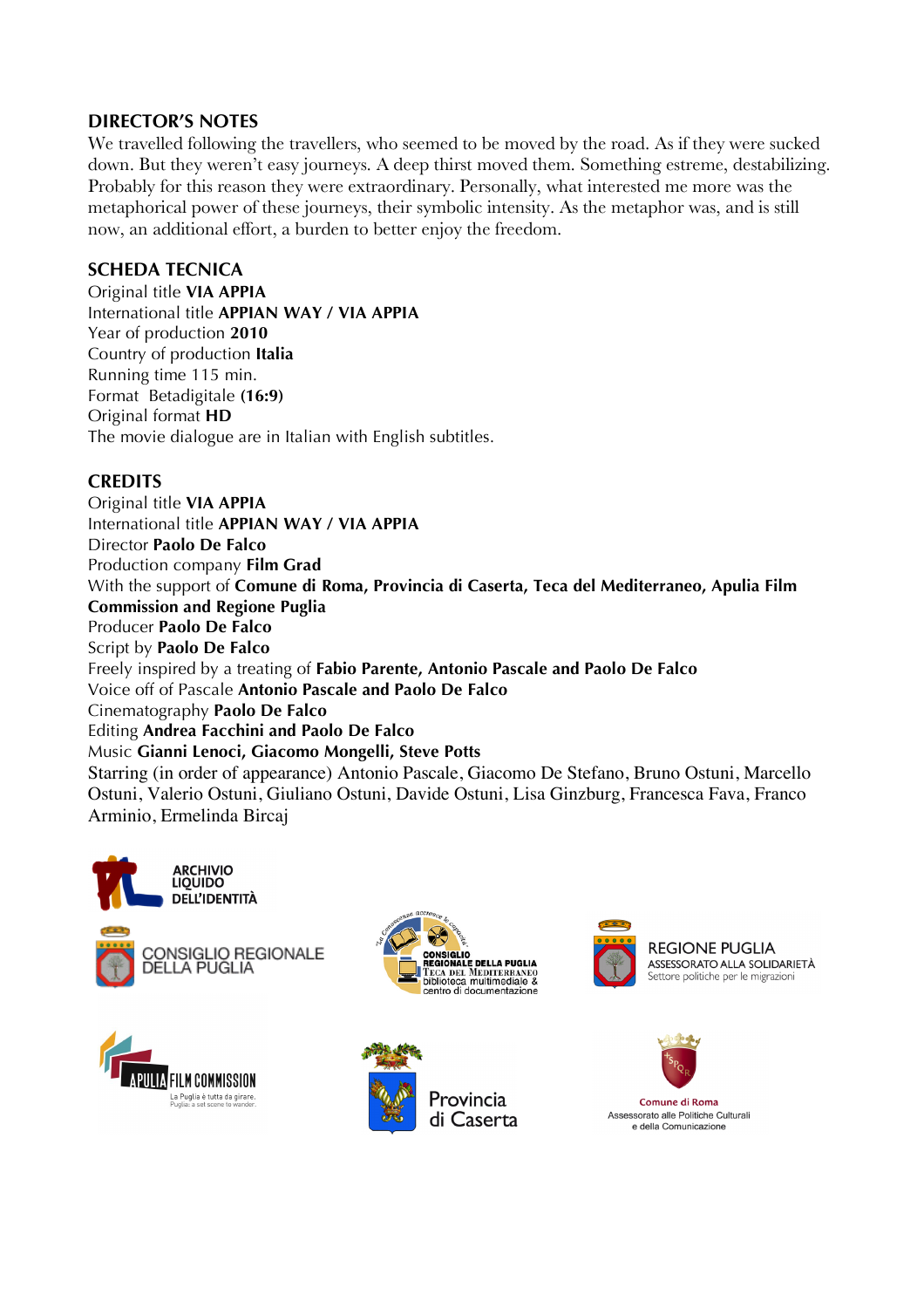## DIRECTOR'S NOTES

We travelled following the travellers, who seemed to be moved by the road. As if they were sucked down. But they weren't easy journeys. A deep thirst moved them. Something estreme, destabilizing. Probably for this reason they were extraordinary. Personally, what interested me more was the metaphorical power of these journeys, their symbolic intensity. As the metaphor was, and is still now, an additional effort, a burden to better enjoy the freedom.

## SCHEDA TECNICA

Original title **VIA APPIA**
International title **APPIAN WAY / VIA APPIA**
Year of production **2010**
Country of production **Italia**
Running time 115 min.
Format Betadigitale **(16:9)**
Original format **HD**
The movie dialogue are in Italian with English subtitles.

## CREDITS

Original title **VIA APPIA**
International title **APPIAN WAY / VIA APPIA**
Director **Paolo De Falco**
Production company **Film Grad**
With the support of **Comune di Roma, Provincia di Caserta, Teca del Mediterraneo, Apulia Film Commission and Regione Puglia**
Producer **Paolo De Falco**
Script by **Paolo De Falco**
Freely inspired by a treating of **Fabio Parente, Antonio Pascale and Paolo De Falco**
Voice off of Pascale **Antonio Pascale and Paolo De Falco**
Cinematography **Paolo De Falco**
Editing **Andrea Facchini and Paolo De Falco**
Music **Gianni Lenoci, Giacomo Mongelli, Steve Potts**
Starring (in order of appearance) Antonio Pascale, Giacomo De Stefano, Bruno Ostuni, Marcello Ostuni, Valerio Ostuni, Giuliano Ostuni, Davide Ostuni, Lisa Ginzburg, Francesca Fava, Franco Arminio, Ermelinda Bircaj

ARCHIVIO LIQUIDO DELL'IDENTITÀ

CONSIGLIO REGIONALE DELLA PUGLIA

CONSIGLIO REGIONALE DELLA PUGLIA
TECA DEL MEDITERRANEO
biblioteca multimediale & centro di documentazione

REGIONE PUGLIA
ASSESSORATO ALLA SOLIDARIETÀ
Settore politiche per le migrazioni

APULIA FILM COMMISSION
La Puglia è tutta da girare.
Puglia: a set scene to wander.

Provincia di Caserta

Comune di Roma
Assessorato alle Politiche Culturali e della Comunicazione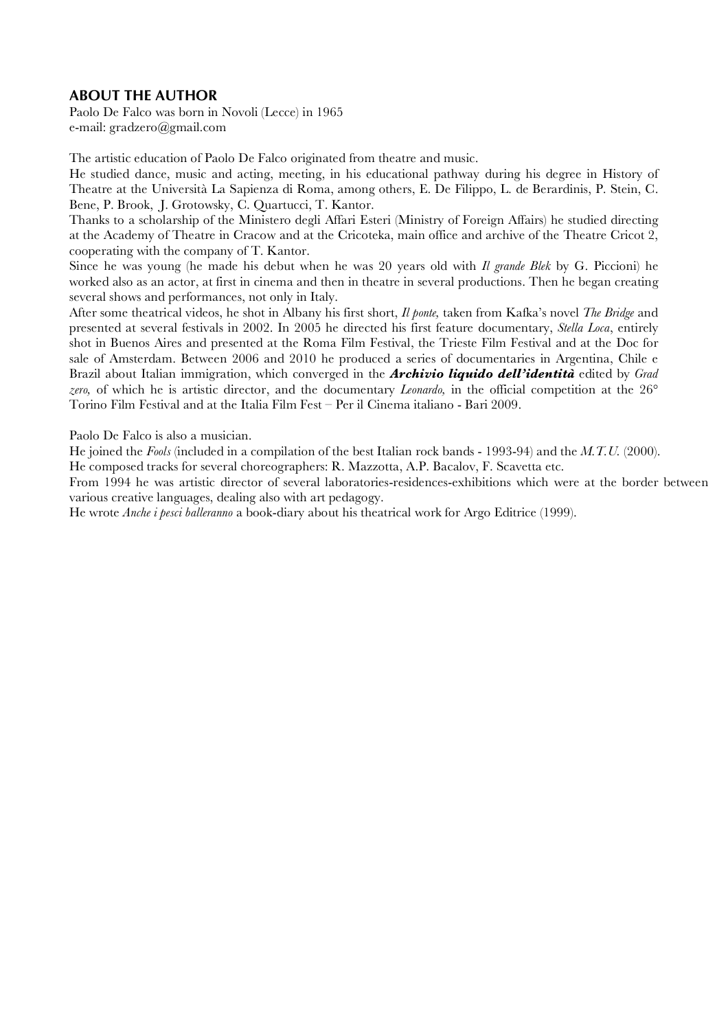## ABOUT THE AUTHOR

Paolo De Falco was born in Novoli (Lecce) in 1965
e-mail: gradzero@gmail.com

The artistic education of Paolo De Falco originated from theatre and music.
He studied dance, music and acting, meeting, in his educational pathway during his degree in History of Theatre at the Università La Sapienza di Roma, among others, E. De Filippo, L. de Berardinis, P. Stein, C. Bene, P. Brook, J. Grotowsky, C. Quartucci, T. Kantor.
Thanks to a scholarship of the Ministero degli Affari Esteri (Ministry of Foreign Affairs) he studied directing at the Academy of Theatre in Cracow and at the Cricoteka, main office and archive of the Theatre Cricot 2, cooperating with the company of T. Kantor.
Since he was young (he made his debut when he was 20 years old with *Il grande Blek* by G. Piccioni) he worked also as an actor, at first in cinema and then in theatre in several productions. Then he began creating several shows and performances, not only in Italy.
After some theatrical videos, he shot in Albany his first short, *Il ponte,* taken from Kafka's novel *The Bridge* and presented at several festivals in 2002. In 2005 he directed his first feature documentary, *Stella Loca*, entirely shot in Buenos Aires and presented at the Roma Film Festival, the Trieste Film Festival and at the Doc for sale of Amsterdam. Between 2006 and 2010 he produced a series of documentaries in Argentina, Chile e Brazil about Italian immigration, which converged in the ***Archivio liquido dell'identità*** edited by *Grad zero,* of which he is artistic director, and the documentary *Leonardo,* in the official competition at the 26° Torino Film Festival and at the Italia Film Fest – Per il Cinema italiano - Bari 2009.

Paolo De Falco is also a musician.
He joined the *Fools* (included in a compilation of the best Italian rock bands - 1993-94) and the *M.T.U.* (2000).
He composed tracks for several choreographers: R. Mazzotta, A.P. Bacalov, F. Scavetta etc.
From 1994 he was artistic director of several laboratories-residences-exhibitions which were at the border between various creative languages, dealing also with art pedagogy.
He wrote *Anche i pesci balleranno* a book-diary about his theatrical work for Argo Editrice (1999).